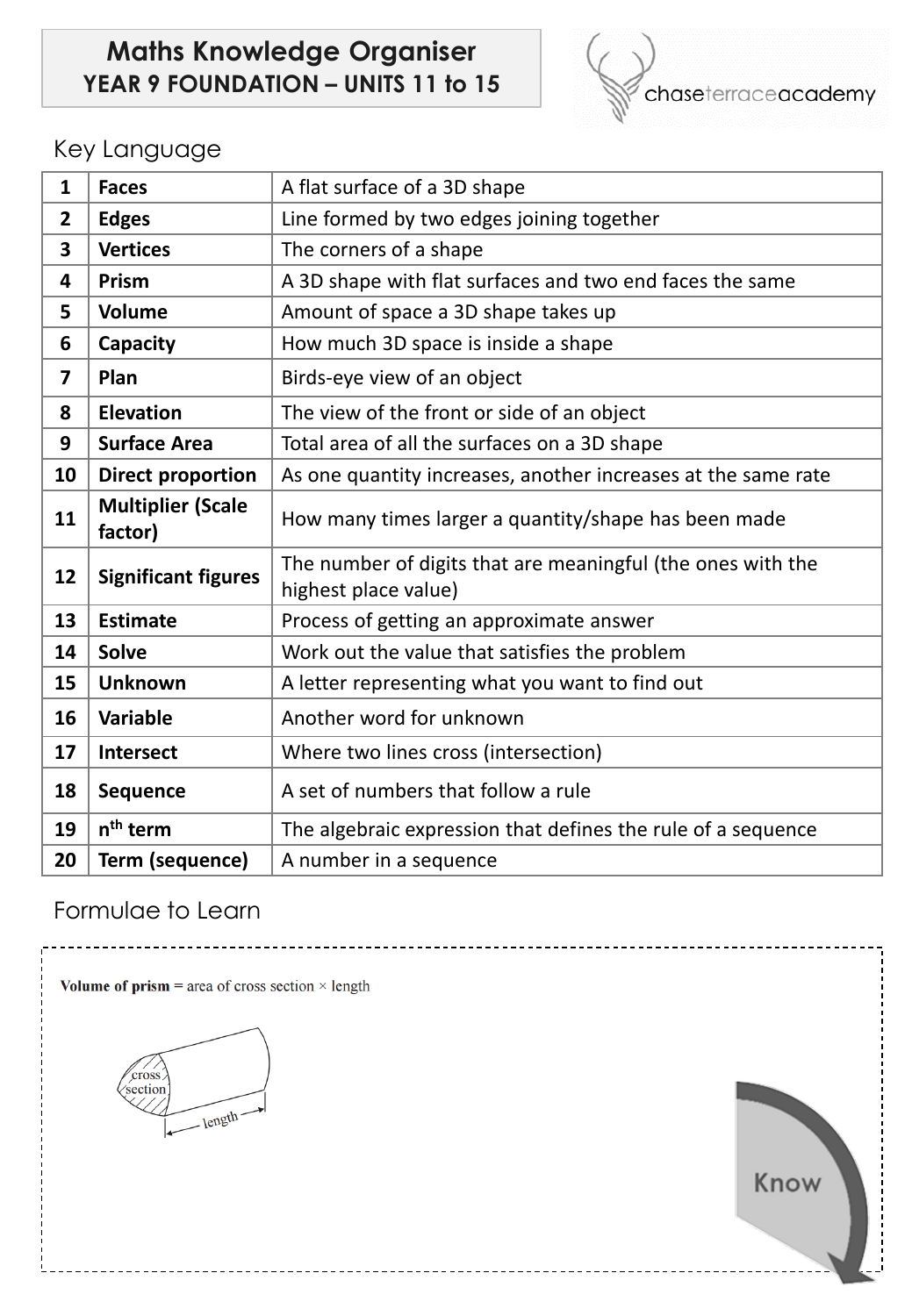# Maths Knowledge Organiser
## YEAR 9 FOUNDATION – UNITS 11 to 15

chaseterraceacademy

### Key Language

| | | |
|---|---|---|
| 1 | **Faces** | A flat surface of a 3D shape |
| 2 | **Edges** | Line formed by two edges joining together |
| 3 | **Vertices** | The corners of a shape |
| 4 | **Prism** | A 3D shape with flat surfaces and two end faces the same |
| 5 | **Volume** | Amount of space a 3D shape takes up |
| 6 | **Capacity** | How much 3D space is inside a shape |
| 7 | **Plan** | Birds-eye view of an object |
| 8 | **Elevation** | The view of the front or side of an object |
| 9 | **Surface Area** | Total area of all the surfaces on a 3D shape |
| 10 | **Direct proportion** | As one quantity increases, another increases at the same rate |
| 11 | **Multiplier (Scale factor)** | How many times larger a quantity/shape has been made |
| 12 | **Significant figures** | The number of digits that are meaningful (the ones with the highest place value) |
| 13 | **Estimate** | Process of getting an approximate answer |
| 14 | **Solve** | Work out the value that satisfies the problem |
| 15 | **Unknown** | A letter representing what you want to find out |
| 16 | **Variable** | Another word for unknown |
| 17 | **Intersect** | Where two lines cross (intersection) |
| 18 | **Sequence** | A set of numbers that follow a rule |
| 19 | **$n^{th}$ term** | The algebraic expression that defines the rule of a sequence |
| 20 | **Term (sequence)** | A number in a sequence |

### Formulae to Learn

**Volume of prism** = area of cross section × length

cross section

length

Know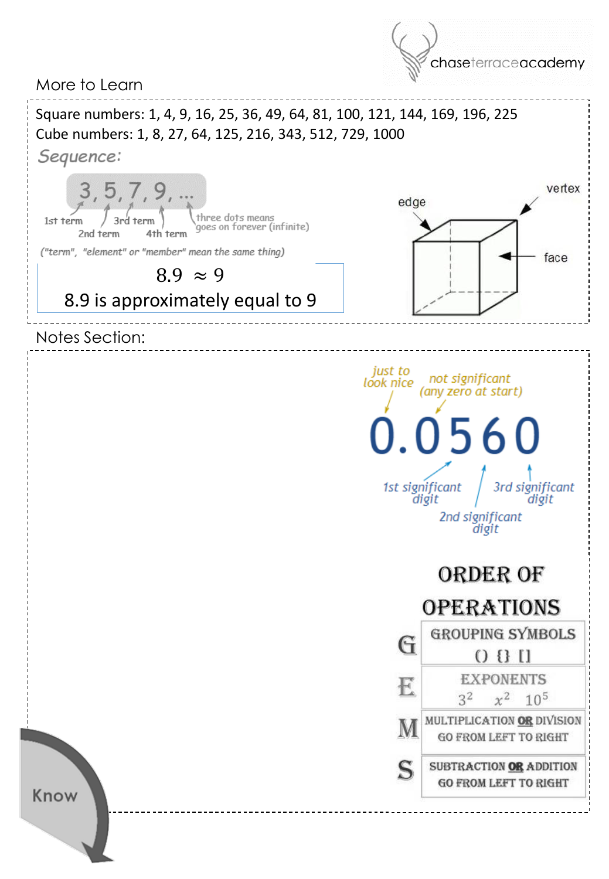## More to Learn

Square numbers: 1, 4, 9, 16, 25, 36, 49, 64, 81, 100, 121, 144, 169, 196, 225

Cube numbers: 1, 8, 27, 64, 125, 216, 343, 512, 729, 1000

*Sequence:*

3, 5, 7, 9, ...

1st term, 2nd term, 3rd term, 4th term; three dots means goes on forever (infinite)

("term", "element" or "member" mean the same thing)

$8.9 \approx 9$

8.9 is approximately equal to 9

edge, vertex, face

## Notes Section:

0.0560

- just to look nice
- not significant (any zero at start)
- 1st significant digit
- 2nd significant digit
- 3rd significant digit

### ORDER OF OPERATIONS

| | |
|---|---|
| G | GROUPING SYMBOLS () {} [] |
| E | EXPONENTS $3^2$ $x^2$ $10^5$ |
| M | MULTIPLICATION **OR** DIVISION GO FROM LEFT TO RIGHT |
| S | SUBTRACTION **OR** ADDITION GO FROM LEFT TO RIGHT |

Know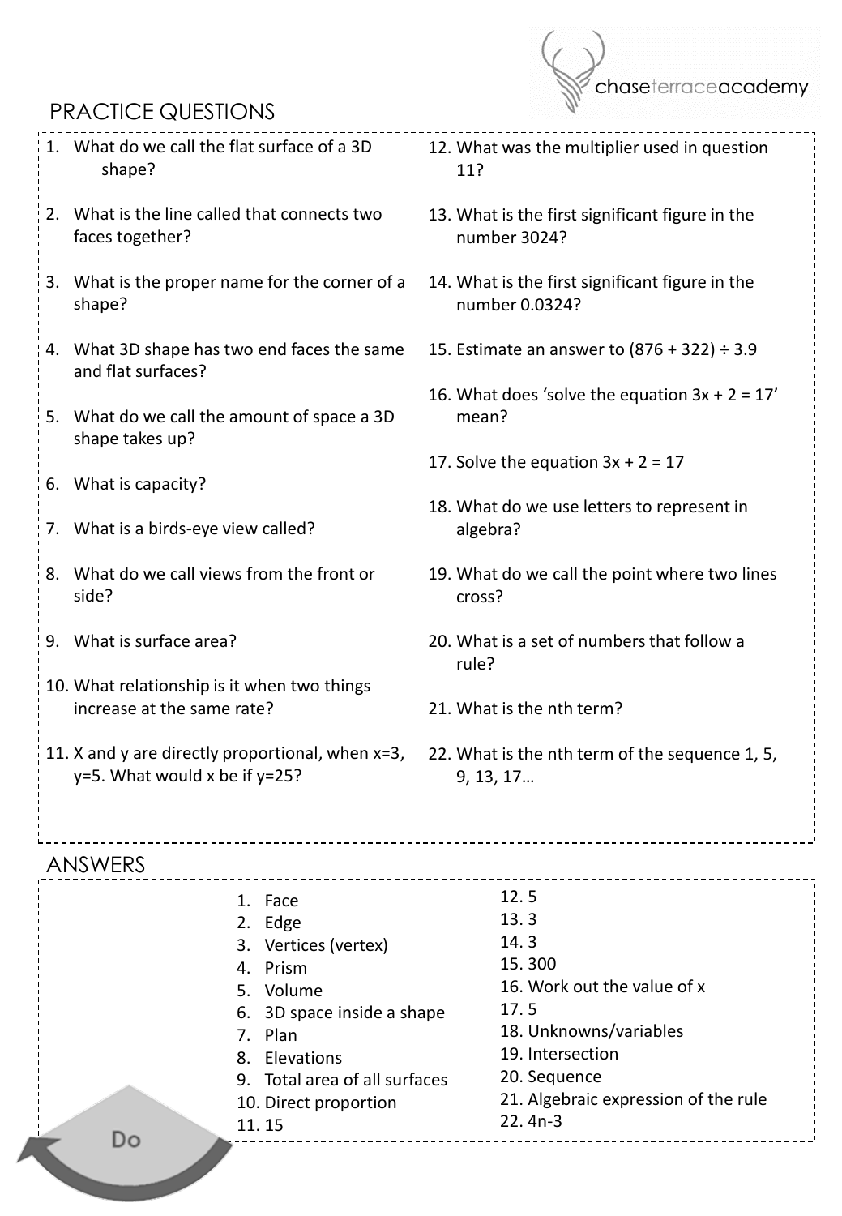## PRACTICE QUESTIONS

1. What do we call the flat surface of a 3D shape?
2. What is the line called that connects two faces together?
3. What is the proper name for the corner of a shape?
4. What 3D shape has two end faces the same and flat surfaces?
5. What do we call the amount of space a 3D shape takes up?
6. What is capacity?
7. What is a birds-eye view called?
8. What do we call views from the front or side?
9. What is surface area?
10. What relationship is it when two things increase at the same rate?
11. X and y are directly proportional, when x=3, y=5. What would x be if y=25?
12. What was the multiplier used in question 11?
13. What is the first significant figure in the number 3024?
14. What is the first significant figure in the number 0.0324?
15. Estimate an answer to $(876 + 322) \div 3.9$
16. What does 'solve the equation $3x + 2 = 17$' mean?
17. Solve the equation $3x + 2 = 17$
18. What do we use letters to represent in algebra?
19. What do we call the point where two lines cross?
20. What is a set of numbers that follow a rule?
21. What is the nth term?
22. What is the nth term of the sequence 1, 5, 9, 13, 17…

## ANSWERS

1. Face
2. Edge
3. Vertices (vertex)
4. Prism
5. Volume
6. 3D space inside a shape
7. Plan
8. Elevations
9. Total area of all surfaces
10. Direct proportion
11. 15
12. 5
13. 3
14. 3
15. 300
16. Work out the value of x
17. 5
18. Unknowns/variables
19. Intersection
20. Sequence
21. Algebraic expression of the rule
22. 4n-3

Do